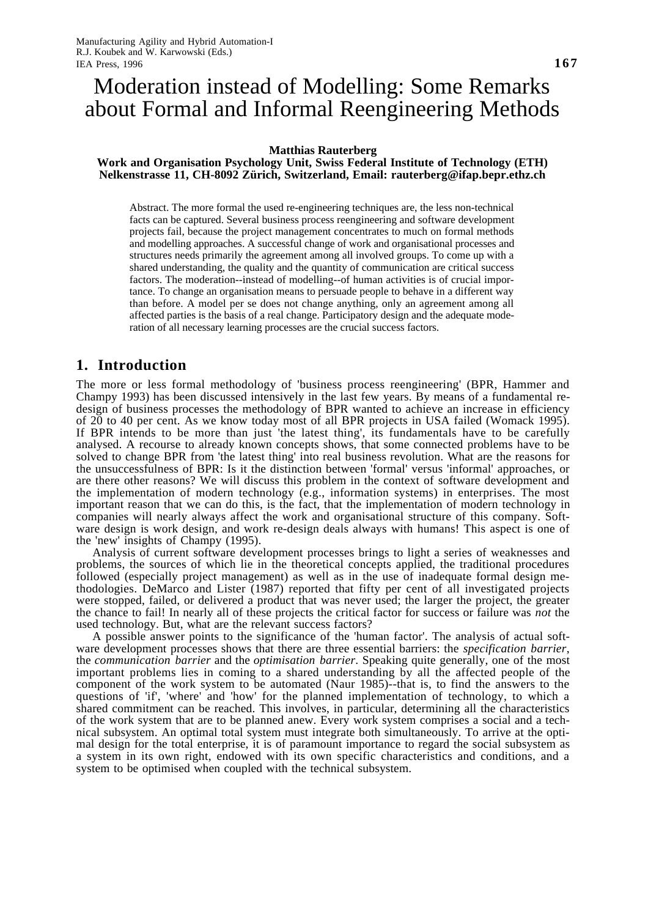# Moderation instead of Modelling: Some Remarks about Formal and Informal Reengineering Methods

**Matthias Rauterberg**
**Work and Organisation Psychology Unit, Swiss Federal Institute of Technology (ETH)**
**Nelkenstrasse 11, CH-8092 Zürich, Switzerland, Email: rauterberg@ifap.bepr.ethz.ch**

Abstract. The more formal the used re-engineering techniques are, the less non-technical facts can be captured. Several business process reengineering and software development projects fail, because the project management concentrates to much on formal methods and modelling approaches. A successful change of work and organisational processes and structures needs primarily the agreement among all involved groups. To come up with a shared understanding, the quality and the quantity of communication are critical success factors. The moderation--instead of modelling--of human activities is of crucial importance. To change an organisation means to persuade people to behave in a different way than before. A model per se does not change anything, only an agreement among all affected parties is the basis of a real change. Participatory design and the adequate moderation of all necessary learning processes are the crucial success factors.

## 1. Introduction

The more or less formal methodology of 'business process reengineering' (BPR, Hammer and Champy 1993) has been discussed intensively in the last few years. By means of a fundamental redesign of business processes the methodology of BPR wanted to achieve an increase in efficiency of 20 to 40 per cent. As we know today most of all BPR projects in USA failed (Womack 1995). If BPR intends to be more than just 'the latest thing', its fundamentals have to be carefully analysed. A recourse to already known concepts shows, that some connected problems have to be solved to change BPR from 'the latest thing' into real business revolution. What are the reasons for the unsuccessfulness of BPR: Is it the distinction between 'formal' versus 'informal' approaches, or are there other reasons? We will discuss this problem in the context of software development and the implementation of modern technology (e.g., information systems) in enterprises. The most important reason that we can do this, is the fact, that the implementation of modern technology in companies will nearly always affect the work and organisational structure of this company. Software design is work design, and work re-design deals always with humans! This aspect is one of the 'new' insights of Champy (1995).

Analysis of current software development processes brings to light a series of weaknesses and problems, the sources of which lie in the theoretical concepts applied, the traditional procedures followed (especially project management) as well as in the use of inadequate formal design methodologies. DeMarco and Lister (1987) reported that fifty per cent of all investigated projects were stopped, failed, or delivered a product that was never used; the larger the project, the greater the chance to fail! In nearly all of these projects the critical factor for success or failure was *not* the used technology. But, what are the relevant success factors?

A possible answer points to the significance of the 'human factor'. The analysis of actual software development processes shows that there are three essential barriers: the *specification barrier*, the *communication barrier* and the *optimisation barrier*. Speaking quite generally, one of the most important problems lies in coming to a shared understanding by all the affected people of the component of the work system to be automated (Naur 1985)--that is, to find the answers to the questions of 'if', 'where' and 'how' for the planned implementation of technology, to which a shared commitment can be reached. This involves, in particular, determining all the characteristics of the work system that are to be planned anew. Every work system comprises a social and a technical subsystem. An optimal total system must integrate both simultaneously. To arrive at the optimal design for the total enterprise, it is of paramount importance to regard the social subsystem as a system in its own right, endowed with its own specific characteristics and conditions, and a system to be optimised when coupled with the technical subsystem.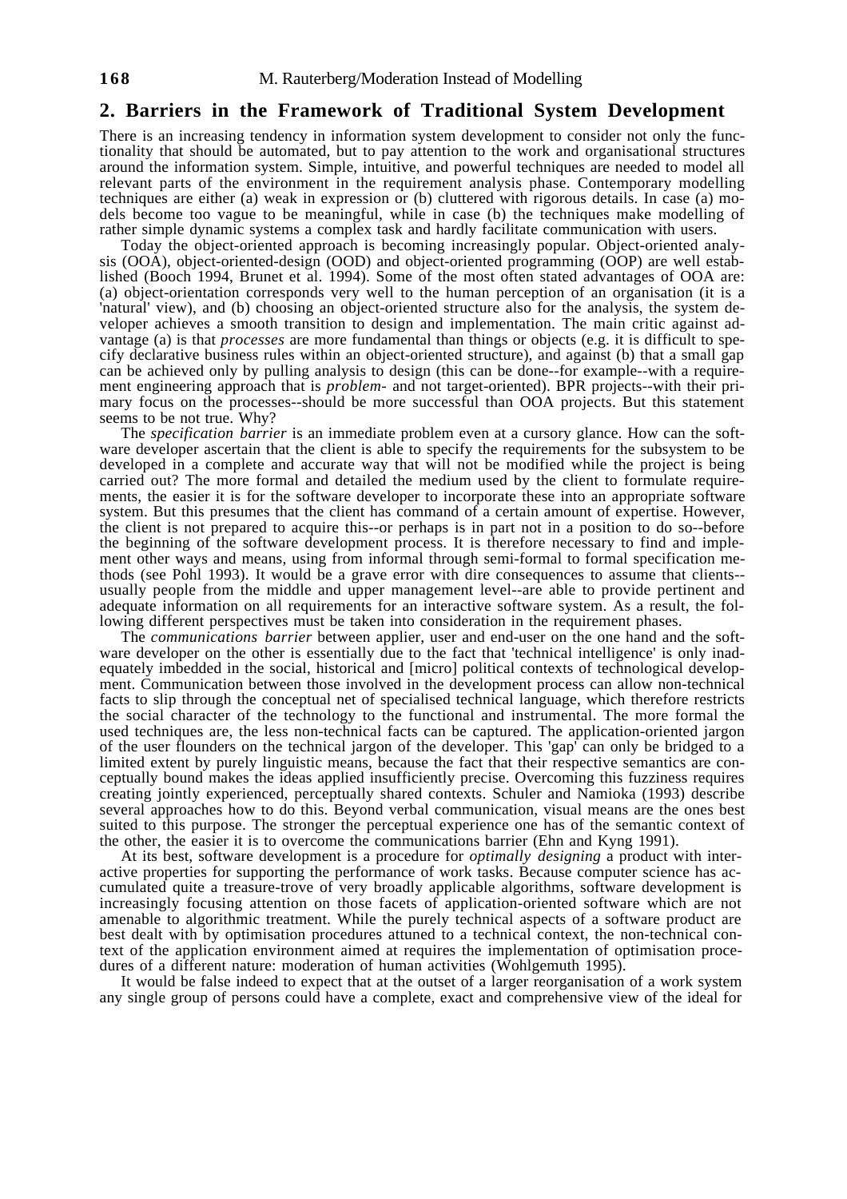## 2. Barriers in the Framework of Traditional System Development

There is an increasing tendency in information system development to consider not only the functionality that should be automated, but to pay attention to the work and organisational structures around the information system. Simple, intuitive, and powerful techniques are needed to model all relevant parts of the environment in the requirement analysis phase. Contemporary modelling techniques are either (a) weak in expression or (b) cluttered with rigorous details. In case (a) models become too vague to be meaningful, while in case (b) the techniques make modelling of rather simple dynamic systems a complex task and hardly facilitate communication with users.

Today the object-oriented approach is becoming increasingly popular. Object-oriented analysis (OOA), object-oriented-design (OOD) and object-oriented programming (OOP) are well established (Booch 1994, Brunet et al. 1994). Some of the most often stated advantages of OOA are: (a) object-orientation corresponds very well to the human perception of an organisation (it is a 'natural' view), and (b) choosing an object-oriented structure also for the analysis, the system developer achieves a smooth transition to design and implementation. The main critic against advantage (a) is that *processes* are more fundamental than things or objects (e.g. it is difficult to specify declarative business rules within an object-oriented structure), and against (b) that a small gap can be achieved only by pulling analysis to design (this can be done--for example--with a requirement engineering approach that is *problem*- and not target-oriented). BPR projects--with their primary focus on the processes--should be more successful than OOA projects. But this statement seems to be not true. Why?

The *specification barrier* is an immediate problem even at a cursory glance. How can the software developer ascertain that the client is able to specify the requirements for the subsystem to be developed in a complete and accurate way that will not be modified while the project is being carried out? The more formal and detailed the medium used by the client to formulate requirements, the easier it is for the software developer to incorporate these into an appropriate software system. But this presumes that the client has command of a certain amount of expertise. However, the client is not prepared to acquire this--or perhaps is in part not in a position to do so--before the beginning of the software development process. It is therefore necessary to find and implement other ways and means, using from informal through semi-formal to formal specification methods (see Pohl 1993). It would be a grave error with dire consequences to assume that clients--usually people from the middle and upper management level--are able to provide pertinent and adequate information on all requirements for an interactive software system. As a result, the following different perspectives must be taken into consideration in the requirement phases.

The *communications barrier* between applier, user and end-user on the one hand and the software developer on the other is essentially due to the fact that 'technical intelligence' is only inadequately imbedded in the social, historical and [micro] political contexts of technological development. Communication between those involved in the development process can allow non-technical facts to slip through the conceptual net of specialised technical language, which therefore restricts the social character of the technology to the functional and instrumental. The more formal the used techniques are, the less non-technical facts can be captured. The application-oriented jargon of the user flounders on the technical jargon of the developer. This 'gap' can only be bridged to a limited extent by purely linguistic means, because the fact that their respective semantics are conceptually bound makes the ideas applied insufficiently precise. Overcoming this fuzziness requires creating jointly experienced, perceptually shared contexts. Schuler and Namioka (1993) describe several approaches how to do this. Beyond verbal communication, visual means are the ones best suited to this purpose. The stronger the perceptual experience one has of the semantic context of the other, the easier it is to overcome the communications barrier (Ehn and Kyng 1991).

At its best, software development is a procedure for *optimally designing* a product with interactive properties for supporting the performance of work tasks. Because computer science has accumulated quite a treasure-trove of very broadly applicable algorithms, software development is increasingly focusing attention on those facets of application-oriented software which are not amenable to algorithmic treatment. While the purely technical aspects of a software product are best dealt with by optimisation procedures attuned to a technical context, the non-technical context of the application environment aimed at requires the implementation of optimisation procedures of a different nature: moderation of human activities (Wohlgemuth 1995).

It would be false indeed to expect that at the outset of a larger reorganisation of a work system any single group of persons could have a complete, exact and comprehensive view of the ideal for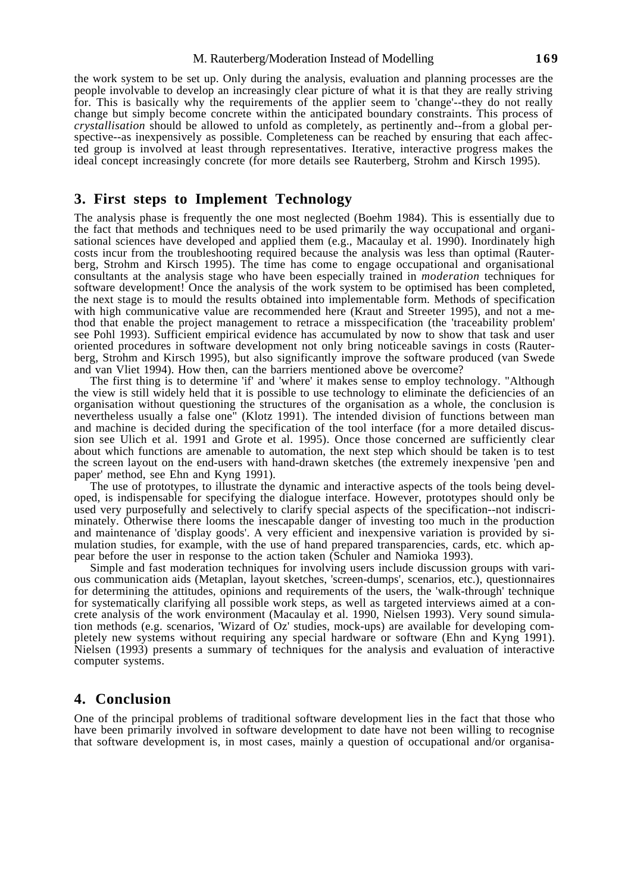the work system to be set up. Only during the analysis, evaluation and planning processes are the people involvable to develop an increasingly clear picture of what it is that they are really striving for. This is basically why the requirements of the applier seem to 'change'--they do not really change but simply become concrete within the anticipated boundary constraints. This process of *crystallisation* should be allowed to unfold as completely, as pertinently and--from a global perspective--as inexpensively as possible. Completeness can be reached by ensuring that each affected group is involved at least through representatives. Iterative, interactive progress makes the ideal concept increasingly concrete (for more details see Rauterberg, Strohm and Kirsch 1995).

## 3. First steps to Implement Technology

The analysis phase is frequently the one most neglected (Boehm 1984). This is essentially due to the fact that methods and techniques need to be used primarily the way occupational and organisational sciences have developed and applied them (e.g., Macaulay et al. 1990). Inordinately high costs incur from the troubleshooting required because the analysis was less than optimal (Rauterberg, Strohm and Kirsch 1995). The time has come to engage occupational and organisational consultants at the analysis stage who have been especially trained in *moderation* techniques for software development! Once the analysis of the work system to be optimised has been completed, the next stage is to mould the results obtained into implementable form. Methods of specification with high communicative value are recommended here (Kraut and Streeter 1995), and not a method that enable the project management to retrace a misspecification (the 'traceability problem' see Pohl 1993). Sufficient empirical evidence has accumulated by now to show that task and user oriented procedures in software development not only bring noticeable savings in costs (Rauterberg, Strohm and Kirsch 1995), but also significantly improve the software produced (van Swede and van Vliet 1994). How then, can the barriers mentioned above be overcome?

The first thing is to determine 'if' and 'where' it makes sense to employ technology. "Although the view is still widely held that it is possible to use technology to eliminate the deficiencies of an organisation without questioning the structures of the organisation as a whole, the conclusion is nevertheless usually a false one" (Klotz 1991). The intended division of functions between man and machine is decided during the specification of the tool interface (for a more detailed discussion see Ulich et al. 1991 and Grote et al. 1995). Once those concerned are sufficiently clear about which functions are amenable to automation, the next step which should be taken is to test the screen layout on the end-users with hand-drawn sketches (the extremely inexpensive 'pen and paper' method, see Ehn and Kyng 1991).

The use of prototypes, to illustrate the dynamic and interactive aspects of the tools being developed, is indispensable for specifying the dialogue interface. However, prototypes should only be used very purposefully and selectively to clarify special aspects of the specification--not indiscriminately. Otherwise there looms the inescapable danger of investing too much in the production and maintenance of 'display goods'. A very efficient and inexpensive variation is provided by simulation studies, for example, with the use of hand prepared transparencies, cards, etc. which appear before the user in response to the action taken (Schuler and Namioka 1993).

Simple and fast moderation techniques for involving users include discussion groups with various communication aids (Metaplan, layout sketches, 'screen-dumps', scenarios, etc.), questionnaires for determining the attitudes, opinions and requirements of the users, the 'walk-through' technique for systematically clarifying all possible work steps, as well as targeted interviews aimed at a concrete analysis of the work environment (Macaulay et al. 1990, Nielsen 1993). Very sound simulation methods (e.g. scenarios, 'Wizard of Oz' studies, mock-ups) are available for developing completely new systems without requiring any special hardware or software (Ehn and Kyng 1991). Nielsen (1993) presents a summary of techniques for the analysis and evaluation of interactive computer systems.

## 4. Conclusion

One of the principal problems of traditional software development lies in the fact that those who have been primarily involved in software development to date have not been willing to recognise that software development is, in most cases, mainly a question of occupational and/or organisa-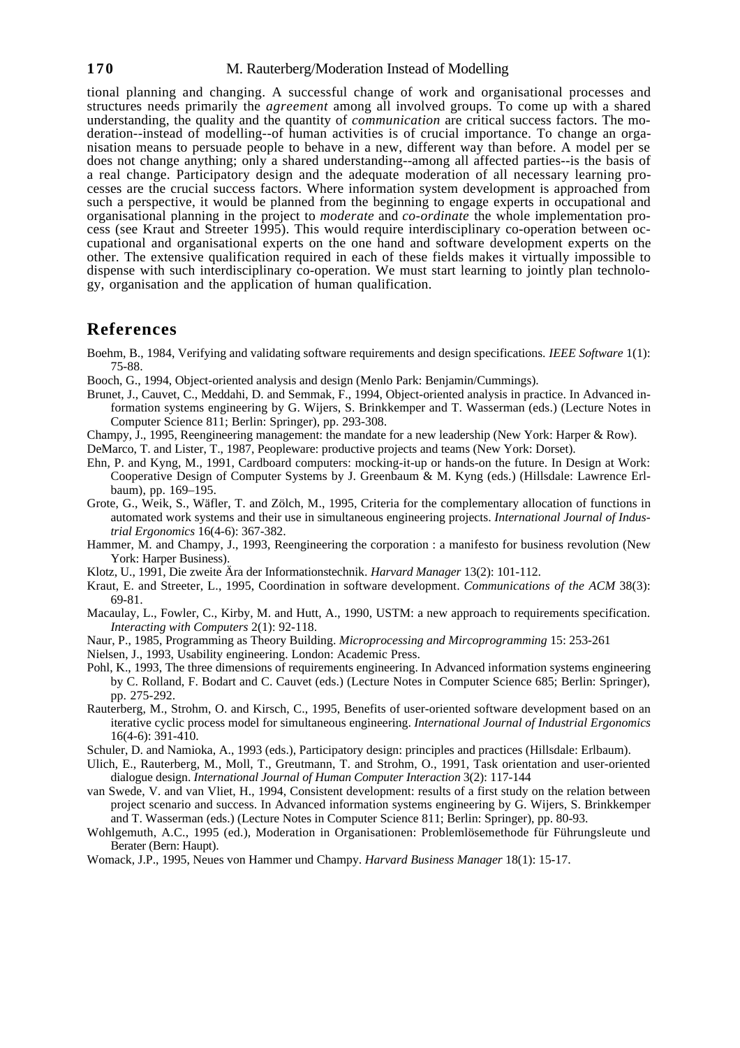tional planning and changing. A successful change of work and organisational processes and structures needs primarily the *agreement* among all involved groups. To come up with a shared understanding, the quality and the quantity of *communication* are critical success factors. The moderation--instead of modelling--of human activities is of crucial importance. To change an organisation means to persuade people to behave in a new, different way than before. A model per se does not change anything; only a shared understanding--among all affected parties--is the basis of a real change. Participatory design and the adequate moderation of all necessary learning processes are the crucial success factors. Where information system development is approached from such a perspective, it would be planned from the beginning to engage experts in occupational and organisational planning in the project to *moderate* and *co-ordinate* the whole implementation process (see Kraut and Streeter 1995). This would require interdisciplinary co-operation between occupational and organisational experts on the one hand and software development experts on the other. The extensive qualification required in each of these fields makes it virtually impossible to dispense with such interdisciplinary co-operation. We must start learning to jointly plan technology, organisation and the application of human qualification.

## References

Boehm, B., 1984, Verifying and validating software requirements and design specifications. *IEEE Software* 1(1): 75-88.

Booch, G., 1994, Object-oriented analysis and design (Menlo Park: Benjamin/Cummings).

Brunet, J., Cauvet, C., Meddahi, D. and Semmak, F., 1994, Object-oriented analysis in practice. In Advanced information systems engineering by G. Wijers, S. Brinkkemper and T. Wasserman (eds.) (Lecture Notes in Computer Science 811; Berlin: Springer), pp. 293-308.

Champy, J., 1995, Reengineering management: the mandate for a new leadership (New York: Harper & Row).

DeMarco, T. and Lister, T., 1987, Peopleware: productive projects and teams (New York: Dorset).

Ehn, P. and Kyng, M., 1991, Cardboard computers: mocking-it-up or hands-on the future. In Design at Work: Cooperative Design of Computer Systems by J. Greenbaum & M. Kyng (eds.) (Hillsdale: Lawrence Erlbaum), pp. 169–195.

Grote, G., Weik, S., Wäfler, T. and Zölch, M., 1995, Criteria for the complementary allocation of functions in automated work systems and their use in simultaneous engineering projects. *International Journal of Industrial Ergonomics* 16(4-6): 367-382.

Hammer, M. and Champy, J., 1993, Reengineering the corporation : a manifesto for business revolution (New York: Harper Business).

Klotz, U., 1991, Die zweite Ära der Informationstechnik. *Harvard Manager* 13(2): 101-112.

Kraut, E. and Streeter, L., 1995, Coordination in software development. *Communications of the ACM* 38(3): 69-81.

Macaulay, L., Fowler, C., Kirby, M. and Hutt, A., 1990, USTM: a new approach to requirements specification. *Interacting with Computers* 2(1): 92-118.

Naur, P., 1985, Programming as Theory Building. *Microprocessing and Mircoprogramming* 15: 253-261

Nielsen, J., 1993, Usability engineering. London: Academic Press.

Pohl, K., 1993, The three dimensions of requirements engineering. In Advanced information systems engineering by C. Rolland, F. Bodart and C. Cauvet (eds.) (Lecture Notes in Computer Science 685; Berlin: Springer), pp. 275-292.

Rauterberg, M., Strohm, O. and Kirsch, C., 1995, Benefits of user-oriented software development based on an iterative cyclic process model for simultaneous engineering. *International Journal of Industrial Ergonomics* 16(4-6): 391-410.

Schuler, D. and Namioka, A., 1993 (eds.), Participatory design: principles and practices (Hillsdale: Erlbaum).

Ulich, E., Rauterberg, M., Moll, T., Greutmann, T. and Strohm, O., 1991, Task orientation and user-oriented dialogue design. *International Journal of Human Computer Interaction* 3(2): 117-144

van Swede, V. and van Vliet, H., 1994, Consistent development: results of a first study on the relation between project scenario and success. In Advanced information systems engineering by G. Wijers, S. Brinkkemper and T. Wasserman (eds.) (Lecture Notes in Computer Science 811; Berlin: Springer), pp. 80-93.

Wohlgemuth, A.C., 1995 (ed.), Moderation in Organisationen: Problemlösemethode für Führungsleute und Berater (Bern: Haupt).

Womack, J.P., 1995, Neues von Hammer und Champy. *Harvard Business Manager* 18(1): 15-17.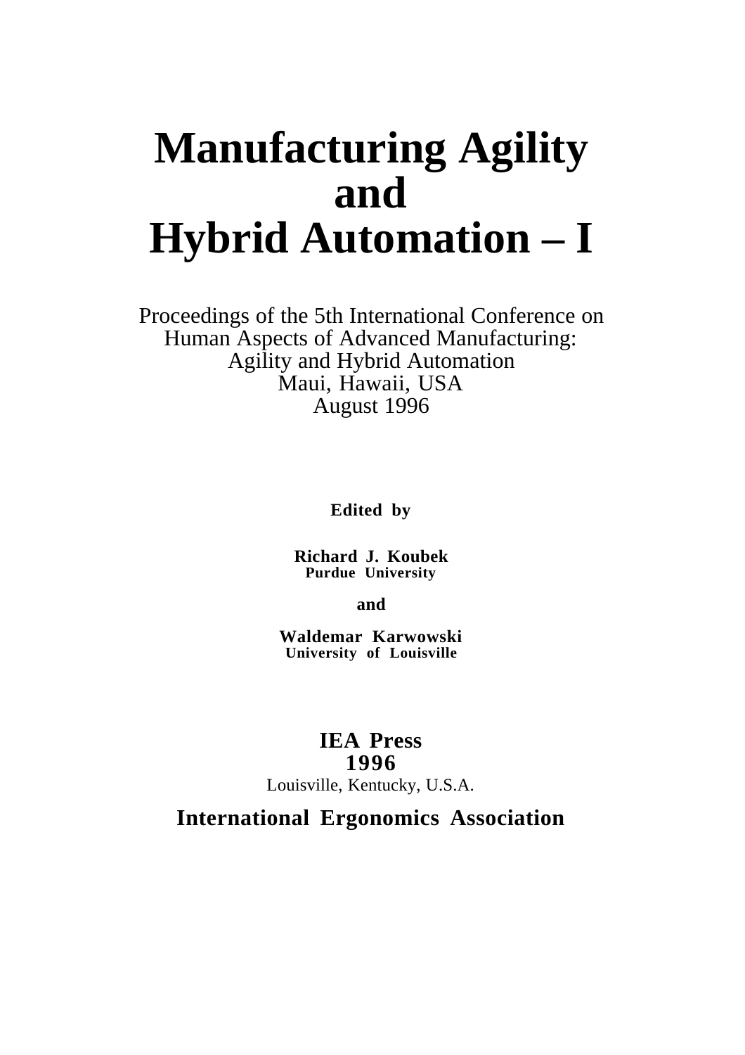# Manufacturing Agility and Hybrid Automation – I

Proceedings of the 5th International Conference on
Human Aspects of Advanced Manufacturing:
Agility and Hybrid Automation
Maui, Hawaii, USA
August 1996

**Edited by**

**Richard J. Koubek**
**Purdue University**

**and**

**Waldemar Karwowski**
**University of Louisville**

**IEA Press**
**1996**
Louisville, Kentucky, U.S.A.

**International Ergonomics Association**